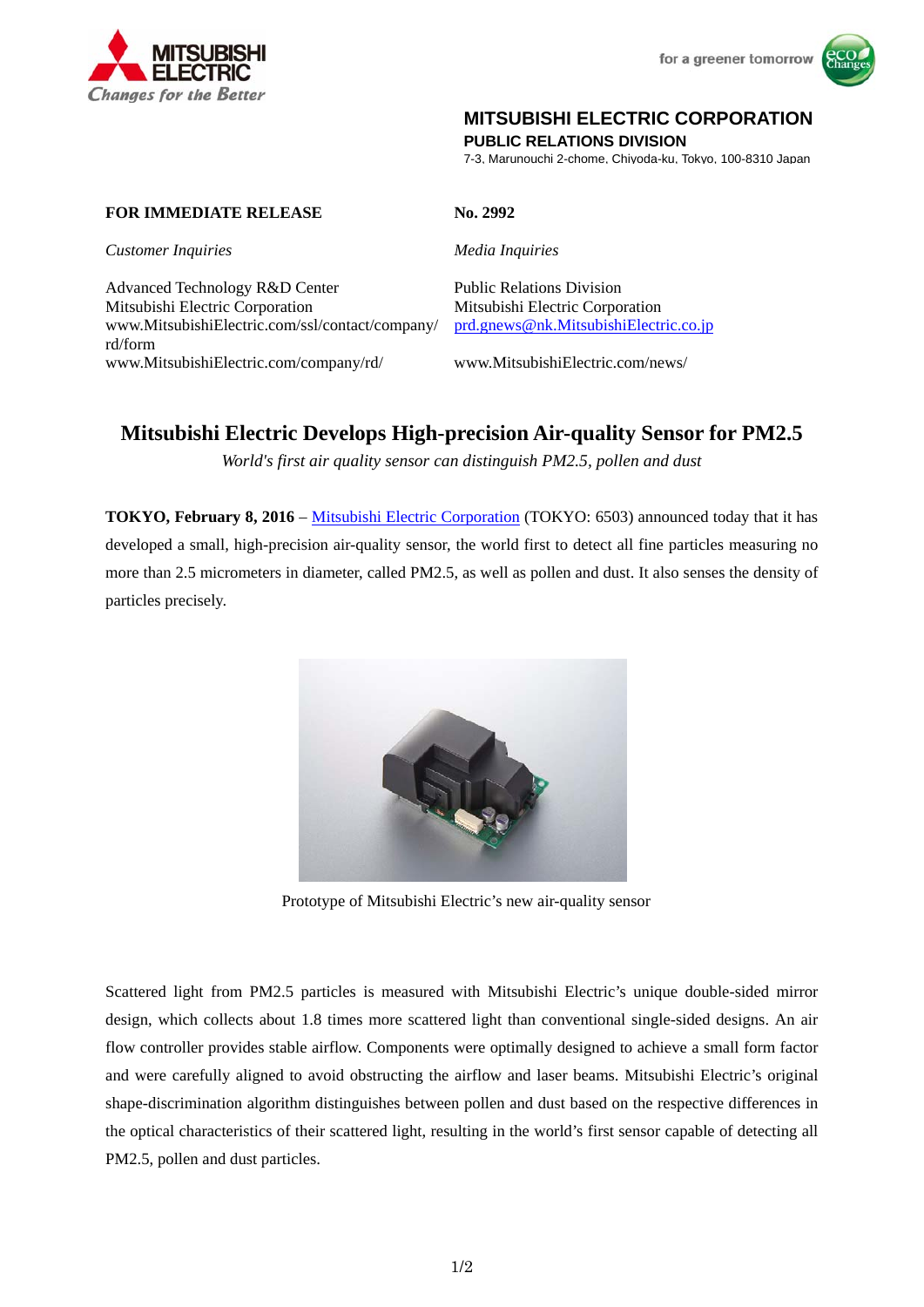**MITSUBISHI ELECTRIC CORPORATION**
**PUBLIC RELATIONS DIVISION**
7-3, Marunouchi 2-chome, Chiyoda-ku, Tokyo, 100-8310 Japan

**FOR IMMEDIATE RELEASE**

**No. 2992**

*Customer Inquiries*

Advanced Technology R&D Center
Mitsubishi Electric Corporation
www.MitsubishiElectric.com/ssl/contact/company/rd/form
www.MitsubishiElectric.com/company/rd/

*Media Inquiries*

Public Relations Division
Mitsubishi Electric Corporation
prd.gnews@nk.MitsubishiElectric.co.jp
www.MitsubishiElectric.com/news/

# Mitsubishi Electric Develops High-precision Air-quality Sensor for PM2.5

*World's first air quality sensor can distinguish PM2.5, pollen and dust*

**TOKYO, February 8, 2016** – Mitsubishi Electric Corporation (TOKYO: 6503) announced today that it has developed a small, high-precision air-quality sensor, the world first to detect all fine particles measuring no more than 2.5 micrometers in diameter, called PM2.5, as well as pollen and dust. It also senses the density of particles precisely.

Prototype of Mitsubishi Electric's new air-quality sensor

Scattered light from PM2.5 particles is measured with Mitsubishi Electric's unique double-sided mirror design, which collects about 1.8 times more scattered light than conventional single-sided designs. An air flow controller provides stable airflow. Components were optimally designed to achieve a small form factor and were carefully aligned to avoid obstructing the airflow and laser beams. Mitsubishi Electric's original shape-discrimination algorithm distinguishes between pollen and dust based on the respective differences in the optical characteristics of their scattered light, resulting in the world's first sensor capable of detecting all PM2.5, pollen and dust particles.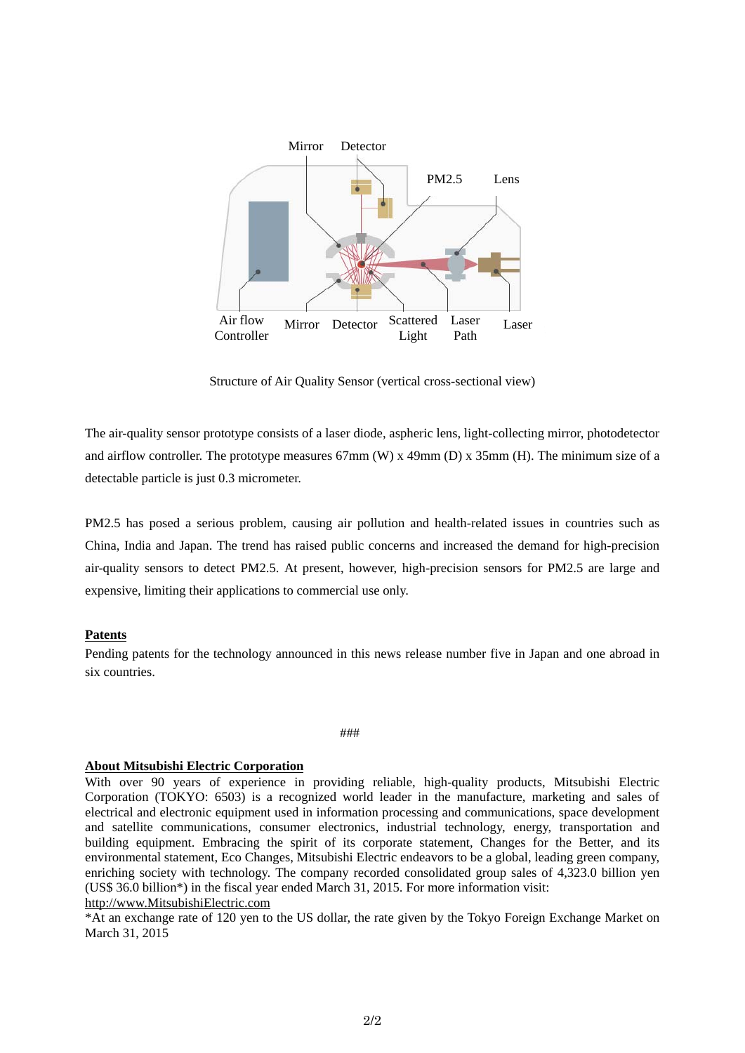Mirror Detector

PM2.5 Lens

Air flow Controller

Mirror

Detector

Scattered Light

Laser Path

Laser

Structure of Air Quality Sensor (vertical cross-sectional view)

The air-quality sensor prototype consists of a laser diode, aspheric lens, light-collecting mirror, photodetector and airflow controller. The prototype measures 67mm (W) x 49mm (D) x 35mm (H). The minimum size of a detectable particle is just 0.3 micrometer.

PM2.5 has posed a serious problem, causing air pollution and health-related issues in countries such as China, India and Japan. The trend has raised public concerns and increased the demand for high-precision air-quality sensors to detect PM2.5. At present, however, high-precision sensors for PM2.5 are large and expensive, limiting their applications to commercial use only.

## Patents

Pending patents for the technology announced in this news release number five in Japan and one abroad in six countries.

###

## About Mitsubishi Electric Corporation

With over 90 years of experience in providing reliable, high-quality products, Mitsubishi Electric Corporation (TOKYO: 6503) is a recognized world leader in the manufacture, marketing and sales of electrical and electronic equipment used in information processing and communications, space development and satellite communications, consumer electronics, industrial technology, energy, transportation and building equipment. Embracing the spirit of its corporate statement, Changes for the Better, and its environmental statement, Eco Changes, Mitsubishi Electric endeavors to be a global, leading green company, enriching society with technology. The company recorded consolidated group sales of 4,323.0 billion yen (US$ 36.0 billion*) in the fiscal year ended March 31, 2015. For more information visit:
http://www.MitsubishiElectric.com

*At an exchange rate of 120 yen to the US dollar, the rate given by the Tokyo Foreign Exchange Market on March 31, 2015